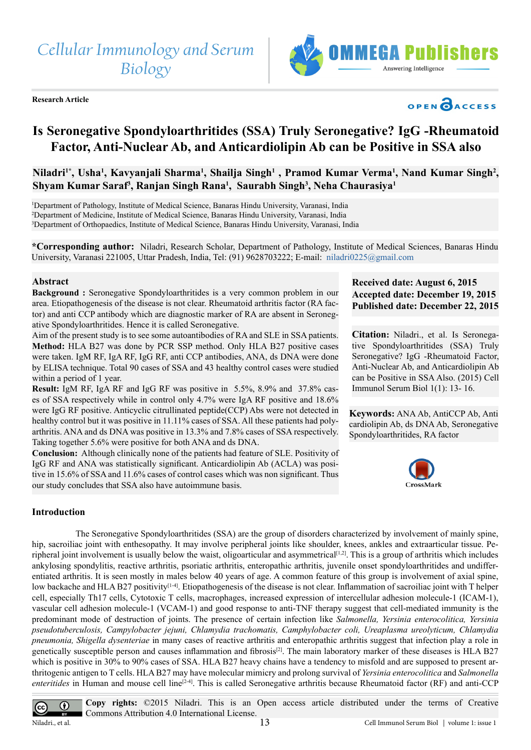Cellular Immunology and Serum Biology

Research Article

# Is Seronegative Spondyloarthritides (SSA) Truly Seronegative? IgG -Rheumatoid Factor, Anti-Nuclear Ab, and Anticardiolipin Ab can be Positive in SSA also

**Niladri[1*], Usha[1], Kavyanjali Sharma[1], Shailja Singh[1], Pramod Kumar Verma[1], Nand Kumar Singh[2], Shyam Kumar Saraf[3], Ranjan Singh Rana[1], Saurabh Singh[3], Neha Chaurasiya[1]**

[1]Department of Pathology, Institute of Medical Science, Banaras Hindu University, Varanasi, India
[2]Department of Medicine, Institute of Medical Science, Banaras Hindu University, Varanasi, India
[3]Department of Orthopaedics, Institute of Medical Science, Banaras Hindu University, Varanasi, India

**\*Corresponding author:** Niladri, Research Scholar, Department of Pathology, Institute of Medical Sciences, Banaras Hindu University, Varanasi 221005, Uttar Pradesh, India, Tel: (91) 9628703222; E-mail: niladri0225@gmail.com

## Abstract

**Background :** Seronegative Spondyloarthritides is a very common problem in our area. Etiopathogenesis of the disease is not clear. Rheumatoid arthritis factor (RA factor) and anti CCP antibody which are diagnostic marker of RA are absent in Seronegative Spondyloarthritides. Hence it is called Seronegative.

Aim of the present study is to see some autoantibodies of RA and SLE in SSA patients.

**Method:** HLA B27 was done by PCR SSP method. Only HLA B27 positive cases were taken. IgM RF, IgA RF, IgG RF, anti CCP antibodies, ANA, ds DNA were done by ELISA technique. Total 90 cases of SSA and 43 healthy control cases were studied within a period of 1 year.

**Result:** IgM RF, IgA RF and IgG RF was positive in 5.5%, 8.9% and 37.8% cases of SSA respectively while in control only 4.7% were IgA RF positive and 18.6% were IgG RF positive. Anticyclic citrullinated peptide(CCP) Abs were not detected in healthy control but it was positive in 11.11% cases of SSA. All these patients had polyarthritis. ANA and ds DNA was positive in 13.3% and 7.8% cases of SSA respectively. Taking together 5.6% were positive for both ANA and ds DNA.

**Conclusion:** Although clinically none of the patients had feature of SLE. Positivity of IgG RF and ANA was statistically significant. Anticardiolipin Ab (ACLA) was positive in 15.6% of SSA and 11.6% cases of control cases which was non significant. Thus our study concludes that SSA also have autoimmune basis.

**Received date: August 6, 2015**
**Accepted date: December 19, 2015**
**Published date: December 22, 2015**

**Citation:** Niladri., et al. Is Seronegative Spondyloarthritides (SSA) Truly Seronegative? IgG -Rheumatoid Factor, Anti-Nuclear Ab, and Anticardiolipin Ab can be Positive in SSA Also. (2015) Cell Immunol Serum Biol 1(1): 13- 16.

**Keywords:** ANA Ab, AntiCCP Ab, Anti cardiolipin Ab, ds DNA Ab, Seronegative Spondyloarthritides, RA factor

## Introduction

The Seronegative Spondyloarthritides (SSA) are the group of disorders characterized by involvement of mainly spine, hip, sacroiliac joint with enthesopathy. It may involve peripheral joints like shoulder, knees, ankles and extraarticular tissue. Peripheral joint involvement is usually below the waist, oligoarticular and asymmetrical[1,2]. This is a group of arthritis which includes ankylosing spondylitis, reactive arthritis, psoriatic arthritis, enteropathic arthritis, juvenile onset spondyloarthritides and undifferentiated arthritis. It is seen mostly in males below 40 years of age. A common feature of this group is involvement of axial spine, low backache and HLA B27 positivity[1-4]. Etiopathogenesis of the disease is not clear. Inflammation of sacroiliac joint with T helper cell, especially Th17 cells, Cytotoxic T cells, macrophages, increased expression of intercellular adhesion molecule-1 (ICAM-1), vascular cell adhesion molecule-1 (VCAM-1) and good response to anti-TNF therapy suggest that cell-mediated immunity is the predominant mode of destruction of joints. The presence of certain infection like *Salmonella, Yersinia enterocolitica, Yersinia pseudotuberculosis, Campylobacter jejuni, Chlamydia trachomatis, Camphylobacter coli, Ureaplasma ureolyticum, Chlamydia pneumonia, Shigella dysenteriae* in many cases of reactive arthritis and enteropathic arthritis suggest that infection play a role in genetically susceptible person and causes inflammation and fibrosis[2]. The main laboratory marker of these diseases is HLA B27 which is positive in 30% to 90% cases of SSA. HLA B27 heavy chains have a tendency to misfold and are supposed to present arthritogenic antigen to T cells. HLA B27 may have molecular mimicry and prolong survival of *Yersinia enterocolitica* and *Salmonella enteritides* in Human and mouse cell line[2-4]. This is called Seronegative arthritis because Rheumatoid factor (RF) and anti-CCP

**Copy rights:** ©2015 Niladri. This is an Open access article distributed under the terms of Creative Commons Attribution 4.0 International License.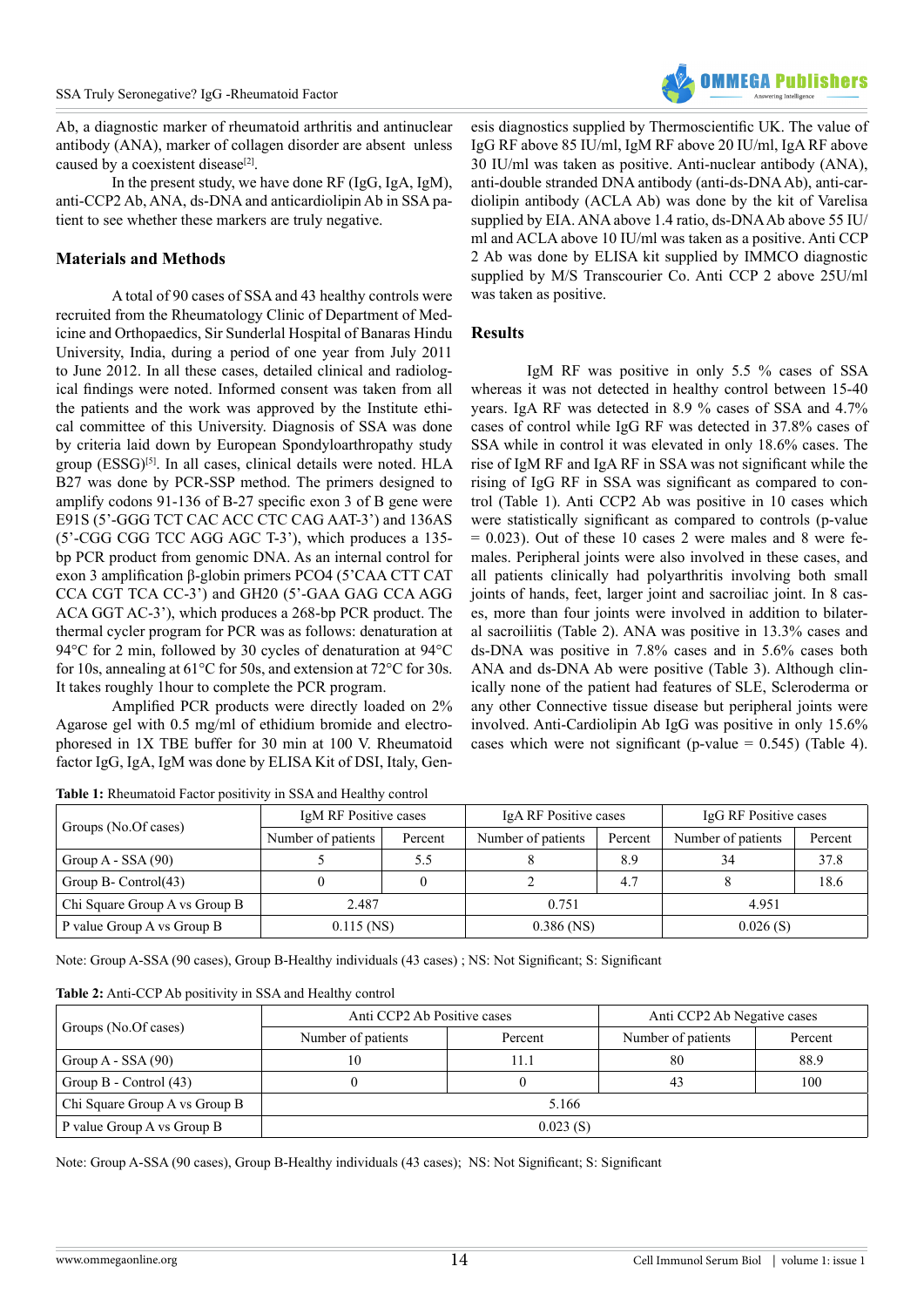Ab, a diagnostic marker of rheumatoid arthritis and antinuclear antibody (ANA), marker of collagen disorder are absent unless caused by a coexistent disease[2].

In the present study, we have done RF (IgG, IgA, IgM), anti-CCP2 Ab, ANA, ds-DNA and anticardiolipin Ab in SSA patient to see whether these markers are truly negative.

## Materials and Methods

A total of 90 cases of SSA and 43 healthy controls were recruited from the Rheumatology Clinic of Department of Medicine and Orthopaedics, Sir Sunderlal Hospital of Banaras Hindu University, India, during a period of one year from July 2011 to June 2012. In all these cases, detailed clinical and radiological findings were noted. Informed consent was taken from all the patients and the work was approved by the Institute ethical committee of this University. Diagnosis of SSA was done by criteria laid down by European Spondyloarthropathy study group (ESSG)[5]. In all cases, clinical details were noted. HLA B27 was done by PCR-SSP method. The primers designed to amplify codons 91-136 of B-27 specific exon 3 of B gene were E91S (5'-GGG TCT CAC ACC CTC CAG AAT-3') and 136AS (5'-CGG CGG TCC AGG AGC T-3'), which produces a 135-bp PCR product from genomic DNA. As an internal control for exon 3 amplification β-globin primers PCO4 (5'CAA CTT CAT CCA CGT TCA CC-3') and GH20 (5'-GAA GAG CCA AGG ACA GGT AC-3'), which produces a 268-bp PCR product. The thermal cycler program for PCR was as follows: denaturation at 94°C for 2 min, followed by 30 cycles of denaturation at 94°C for 10s, annealing at 61°C for 50s, and extension at 72°C for 30s. It takes roughly 1hour to complete the PCR program.

Amplified PCR products were directly loaded on 2% Agarose gel with 0.5 mg/ml of ethidium bromide and electrophoresed in 1X TBE buffer for 30 min at 100 V. Rheumatoid factor IgG, IgA, IgM was done by ELISA Kit of DSI, Italy, Genesis diagnostics supplied by Thermoscientific UK. The value of IgG RF above 85 IU/ml, IgM RF above 20 IU/ml, IgA RF above 30 IU/ml was taken as positive. Anti-nuclear antibody (ANA), anti-double stranded DNA antibody (anti-ds-DNA Ab), anti-cardiolipin antibody (ACLA Ab) was done by the kit of Varelisa supplied by EIA. ANA above 1.4 ratio, ds-DNA Ab above 55 IU/ml and ACLA above 10 IU/ml was taken as a positive. Anti CCP 2 Ab was done by ELISA kit supplied by IMMCO diagnostic supplied by M/S Transcourier Co. Anti CCP 2 above 25U/ml was taken as positive.

## Results

IgM RF was positive in only 5.5 % cases of SSA whereas it was not detected in healthy control between 15-40 years. IgA RF was detected in 8.9 % cases of SSA and 4.7% cases of control while IgG RF was detected in 37.8% cases of SSA while in control it was elevated in only 18.6% cases. The rise of IgM RF and IgA RF in SSA was not significant while the rising of IgG RF in SSA was significant as compared to control (Table 1). Anti CCP2 Ab was positive in 10 cases which were statistically significant as compared to controls (p-value = 0.023). Out of these 10 cases 2 were males and 8 were females. Peripheral joints were also involved in these cases, and all patients clinically had polyarthritis involving both small joints of hands, feet, larger joint and sacroiliac joint. In 8 cases, more than four joints were involved in addition to bilateral sacroiliitis (Table 2). ANA was positive in 13.3% cases and ds-DNA was positive in 7.8% cases and in 5.6% cases both ANA and ds-DNA Ab were positive (Table 3). Although clinically none of the patient had features of SLE, Scleroderma or any other Connective tissue disease but peripheral joints were involved. Anti-Cardiolipin Ab IgG was positive in only 15.6% cases which were not significant (p-value = 0.545) (Table 4).

**Table 1:** Rheumatoid Factor positivity in SSA and Healthy control

| Groups (No.Of cases) | IgM RF Positive cases | | IgA RF Positive cases | | IgG RF Positive cases | |
|---|---|---|---|---|---|---|
| | Number of patients | Percent | Number of patients | Percent | Number of patients | Percent |
| Group A - SSA (90) | 5 | 5.5 | 8 | 8.9 | 34 | 37.8 |
| Group B- Control(43) | 0 | 0 | 2 | 4.7 | 8 | 18.6 |
| Chi Square Group A vs Group B | 2.487 | | 0.751 | | 4.951 | |
| P value Group A vs Group B | 0.115 (NS) | | 0.386 (NS) | | 0.026 (S) | |

Note: Group A-SSA (90 cases), Group B-Healthy individuals (43 cases) ; NS: Not Significant; S: Significant

**Table 2:** Anti-CCP Ab positivity in SSA and Healthy control

| Groups (No.Of cases) | Anti CCP2 Ab Positive cases | | Anti CCP2 Ab Negative cases | |
|---|---|---|---|---|
| | Number of patients | Percent | Number of patients | Percent |
| Group A - SSA (90) | 10 | 11.1 | 80 | 88.9 |
| Group B - Control (43) | 0 | 0 | 43 | 100 |
| Chi Square Group A vs Group B | 5.166 | | | |
| P value Group A vs Group B | 0.023 (S) | | | |

Note: Group A-SSA (90 cases), Group B-Healthy individuals (43 cases); NS: Not Significant; S: Significant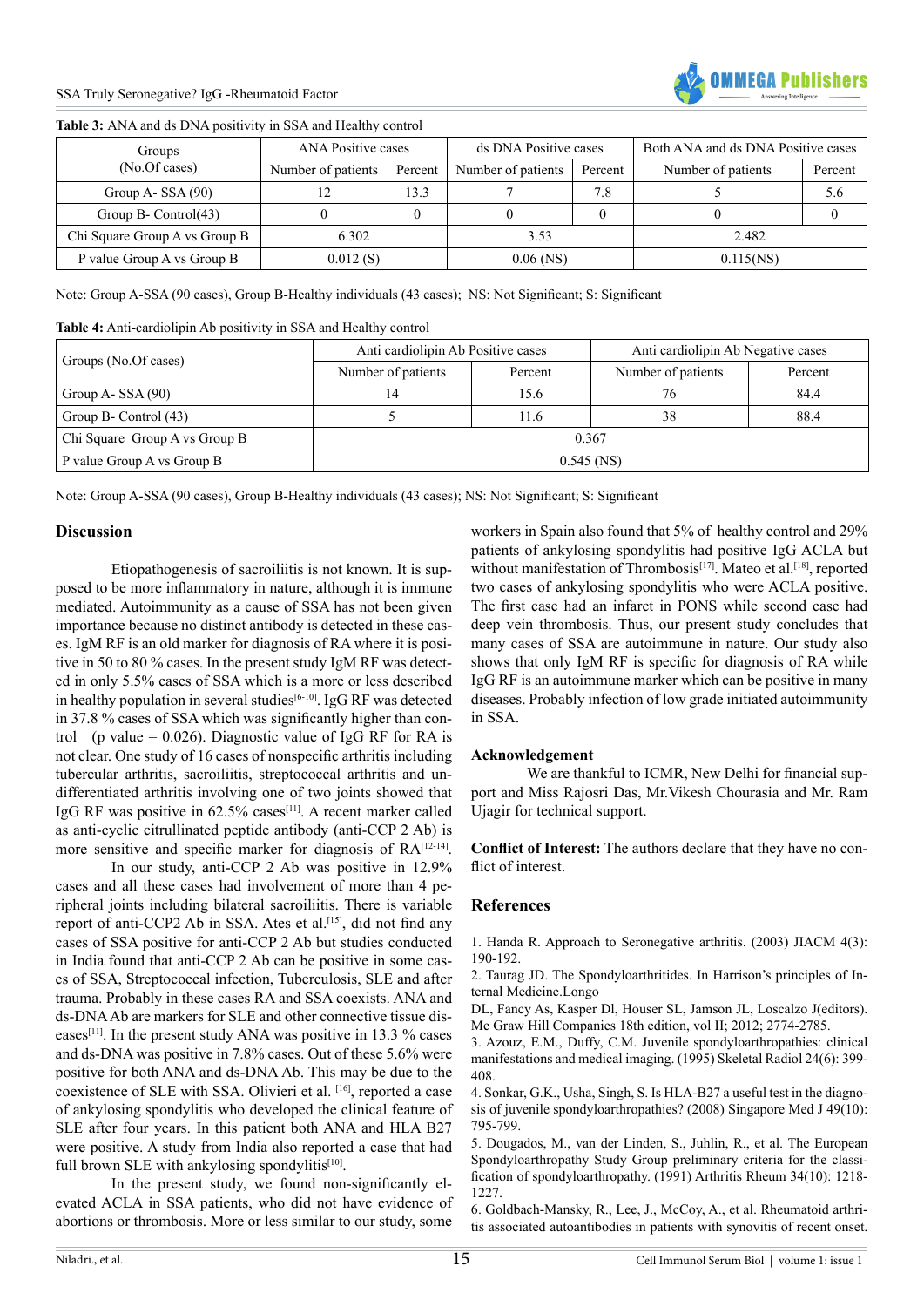**Table 3:** ANA and ds DNA positivity in SSA and Healthy control

| Groups (No.Of cases) | ANA Positive cases | | ds DNA Positive cases | | Both ANA and ds DNA Positive cases | |
|---|---|---|---|---|---|---|
| | Number of patients | Percent | Number of patients | Percent | Number of patients | Percent |
| Group A- SSA (90) | 12 | 13.3 | 7 | 7.8 | 5 | 5.6 |
| Group B- Control(43) | 0 | 0 | 0 | 0 | 0 | 0 |
| Chi Square Group A vs Group B | 6.302 | | 3.53 | | 2.482 | |
| P value Group A vs Group B | 0.012 (S) | | 0.06 (NS) | | 0.115(NS) | |

Note: Group A-SSA (90 cases), Group B-Healthy individuals (43 cases); NS: Not Significant; S: Significant

**Table 4:** Anti-cardiolipin Ab positivity in SSA and Healthy control

| Groups (No.Of cases) | Anti cardiolipin Ab Positive cases | | Anti cardiolipin Ab Negative cases | |
|---|---|---|---|---|
| | Number of patients | Percent | Number of patients | Percent |
| Group A- SSA (90) | 14 | 15.6 | 76 | 84.4 |
| Group B- Control (43) | 5 | 11.6 | 38 | 88.4 |
| Chi Square Group A vs Group B | 0.367 | | | |
| P value Group A vs Group B | 0.545 (NS) | | | |

Note: Group A-SSA (90 cases), Group B-Healthy individuals (43 cases); NS: Not Significant; S: Significant

## Discussion

Etiopathogenesis of sacroiliitis is not known. It is supposed to be more inflammatory in nature, although it is immune mediated. Autoimmunity as a cause of SSA has not been given importance because no distinct antibody is detected in these cases. IgM RF is an old marker for diagnosis of RA where it is positive in 50 to 80 % cases. In the present study IgM RF was detected in only 5.5% cases of SSA which is a more or less described in healthy population in several studies[6-10]. IgG RF was detected in 37.8 % cases of SSA which was significantly higher than control (p value = 0.026). Diagnostic value of IgG RF for RA is not clear. One study of 16 cases of nonspecific arthritis including tubercular arthritis, sacroiliitis, streptococcal arthritis and undifferentiated arthritis involving one of two joints showed that IgG RF was positive in 62.5% cases[11]. A recent marker called as anti-cyclic citrullinated peptide antibody (anti-CCP 2 Ab) is more sensitive and specific marker for diagnosis of RA[12-14].

In our study, anti-CCP 2 Ab was positive in 12.9% cases and all these cases had involvement of more than 4 peripheral joints including bilateral sacroiliitis. There is variable report of anti-CCP2 Ab in SSA. Ates et al.[15], did not find any cases of SSA positive for anti-CCP 2 Ab but studies conducted in India found that anti-CCP 2 Ab can be positive in some cases of SSA, Streptococcal infection, Tuberculosis, SLE and after trauma. Probably in these cases RA and SSA coexists. ANA and ds-DNA Ab are markers for SLE and other connective tissue diseases[11]. In the present study ANA was positive in 13.3 % cases and ds-DNA was positive in 7.8% cases. Out of these 5.6% were positive for both ANA and ds-DNA Ab. This may be due to the coexistence of SLE with SSA. Olivieri et al. [16], reported a case of ankylosing spondylitis who developed the clinical feature of SLE after four years. In this patient both ANA and HLA B27 were positive. A study from India also reported a case that had full brown SLE with ankylosing spondylitis[10].

In the present study, we found non-significantly elevated ACLA in SSA patients, who did not have evidence of abortions or thrombosis. More or less similar to our study, some workers in Spain also found that 5% of healthy control and 29% patients of ankylosing spondylitis had positive IgG ACLA but without manifestation of Thrombosis[17]. Mateo et al.[18], reported two cases of ankylosing spondylitis who were ACLA positive. The first case had an infarct in PONS while second case had deep vein thrombosis. Thus, our present study concludes that many cases of SSA are autoimmune in nature. Our study also shows that only IgM RF is specific for diagnosis of RA while IgG RF is an autoimmune marker which can be positive in many diseases. Probably infection of low grade initiated autoimmunity in SSA.

### Acknowledgement

We are thankful to ICMR, New Delhi for financial support and Miss Rajosri Das, Mr.Vikesh Chourasia and Mr. Ram Ujagir for technical support.

**Conflict of Interest:** The authors declare that they have no conflict of interest.

## References

1. Handa R. Approach to Seronegative arthritis. (2003) JIACM 4(3): 190-192.
2. Taurag JD. The Spondyloarthritides. In Harrison's principles of Internal Medicine.Longo DL, Fancy As, Kasper Dl, Houser SL, Jamson JL, Loscalzo J(editors). Mc Graw Hill Companies 18th edition, vol II; 2012; 2774-2785.
3. Azouz, E.M., Duffy, C.M. Juvenile spondyloarthropathies: clinical manifestations and medical imaging. (1995) Skeletal Radiol 24(6): 399-408.
4. Sonkar, G.K., Usha, Singh, S. Is HLA-B27 a useful test in the diagnosis of juvenile spondyloarthropathies? (2008) Singapore Med J 49(10): 795-799.
5. Dougados, M., van der Linden, S., Juhlin, R., et al. The European Spondyloarthropathy Study Group preliminary criteria for the classification of spondyloarthropathy. (1991) Arthritis Rheum 34(10): 1218-1227.
6. Goldbach-Mansky, R., Lee, J., McCoy, A., et al. Rheumatoid arthritis associated autoantibodies in patients with synovitis of recent onset.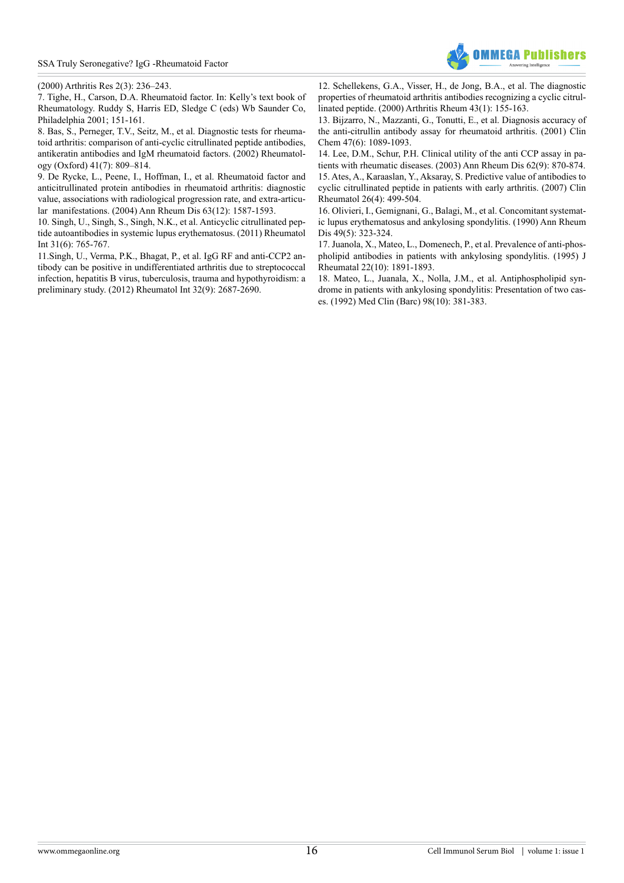(2000) Arthritis Res 2(3): 236–243.

7. Tighe, H., Carson, D.A. Rheumatoid factor. In: Kelly's text book of Rheumatology. Ruddy S, Harris ED, Sledge C (eds) Wb Saunder Co, Philadelphia 2001; 151-161.

8. Bas, S., Perneger, T.V., Seitz, M., et al. Diagnostic tests for rheumatoid arthritis: comparison of anti-cyclic citrullinated peptide antibodies, antikeratin antibodies and IgM rheumatoid factors. (2002) Rheumatology (Oxford) 41(7): 809–814.

9. De Rycke, L., Peene, I., Hoffman, I., et al. Rheumatoid factor and anticitrullinated protein antibodies in rheumatoid arthritis: diagnostic value, associations with radiological progression rate, and extra-articular manifestations. (2004) Ann Rheum Dis 63(12): 1587-1593.

10. Singh, U., Singh, S., Singh, N.K., et al. Anticyclic citrullinated peptide autoantibodies in systemic lupus erythematosus. (2011) Rheumatol Int 31(6): 765-767.

11. Singh, U., Verma, P.K., Bhagat, P., et al. IgG RF and anti-CCP2 antibody can be positive in undifferentiated arthritis due to streptococcal infection, hepatitis B virus, tuberculosis, trauma and hypothyroidism: a preliminary study. (2012) Rheumatol Int 32(9): 2687-2690.

12. Schellekens, G.A., Visser, H., de Jong, B.A., et al. The diagnostic properties of rheumatoid arthritis antibodies recognizing a cyclic citrullinated peptide. (2000) Arthritis Rheum 43(1): 155-163.

13. Bijzarro, N., Mazzanti, G., Tonutti, E., et al. Diagnosis accuracy of the anti-citrullin antibody assay for rheumatoid arthritis. (2001) Clin Chem 47(6): 1089-1093.

14. Lee, D.M., Schur, P.H. Clinical utility of the anti CCP assay in patients with rheumatic diseases. (2003) Ann Rheum Dis 62(9): 870-874.

15. Ates, A., Karaaslan, Y., Aksaray, S. Predictive value of antibodies to cyclic citrullinated peptide in patients with early arthritis. (2007) Clin Rheumatol 26(4): 499-504.

16. Olivieri, I., Gemignani, G., Balagi, M., et al. Concomitant systematic lupus erythematosus and ankylosing spondylitis. (1990) Ann Rheum Dis 49(5): 323-324.

17. Juanola, X., Mateo, L., Domenech, P., et al. Prevalence of anti-phospholipid antibodies in patients with ankylosing spondylitis. (1995) J Rheumatal 22(10): 1891-1893.

18. Mateo, L., Juanala, X., Nolla, J.M., et al. Antiphospholipid syndrome in patients with ankylosing spondylitis: Presentation of two cases. (1992) Med Clin (Barc) 98(10): 381-383.